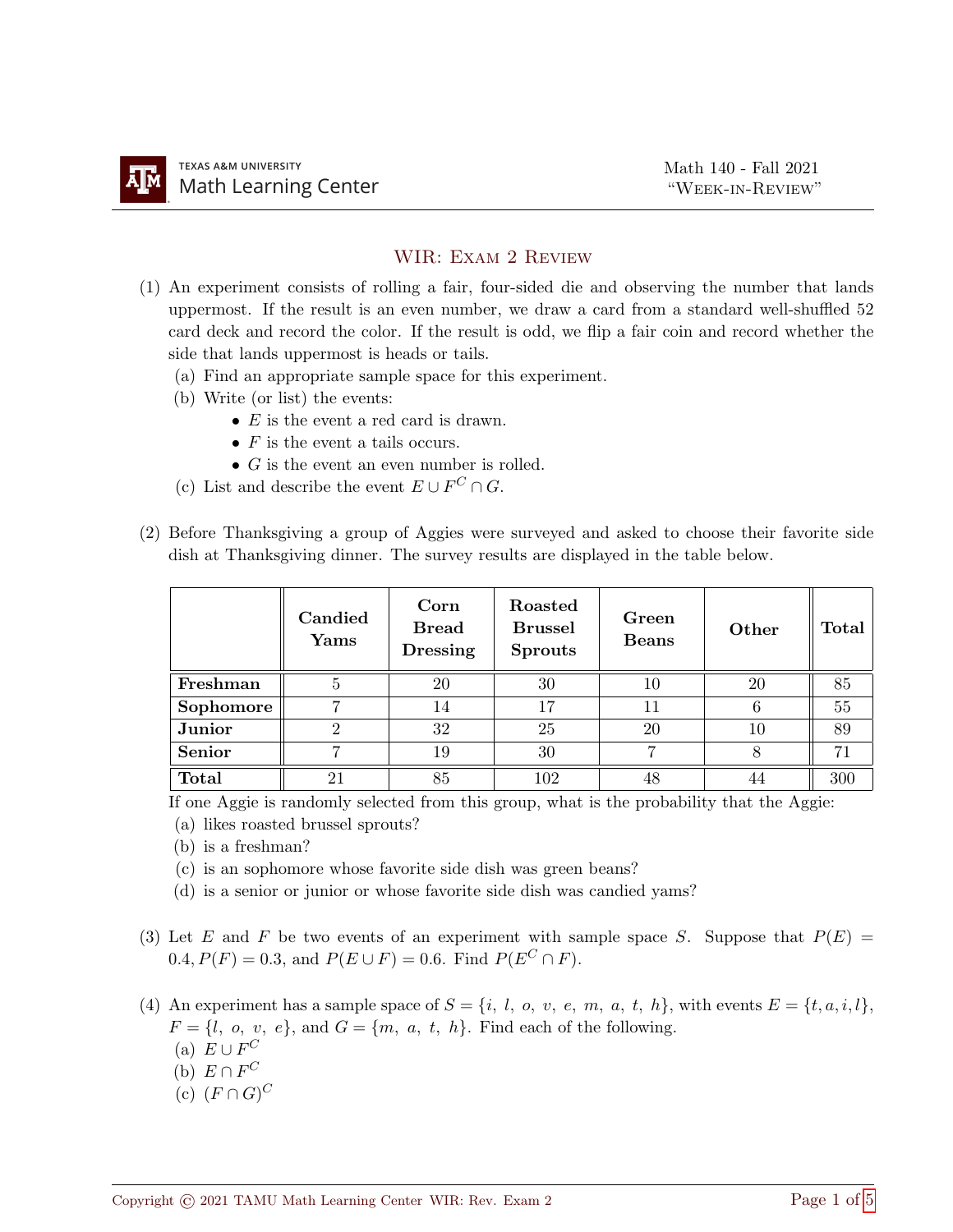Texas A&M University Math Learning Center

Math 140 - Fall 2021
"Week-in-Review"

## WIR: Exam 2 Review

(1) An experiment consists of rolling a fair, four-sided die and observing the number that lands uppermost. If the result is an even number, we draw a card from a standard well-shuffled 52 card deck and record the color. If the result is odd, we flip a fair coin and record whether the side that lands uppermost is heads or tails.

(a) Find an appropriate sample space for this experiment.

(b) Write (or list) the events:
- $E$ is the event a red card is drawn.
- $F$ is the event a tails occurs.
- $G$ is the event an even number is rolled.

(c) List and describe the event $E \cup F^C \cap G$.

(2) Before Thanksgiving a group of Aggies were surveyed and asked to choose their favorite side dish at Thanksgiving dinner. The survey results are displayed in the table below.

| | Candied Yams | Corn Bread Dressing | Roasted Brussel Sprouts | Green Beans | Other | Total |
|---|---|---|---|---|---|---|
| **Freshman** | 5 | 20 | 30 | 10 | 20 | 85 |
| **Sophomore** | 7 | 14 | 17 | 11 | 6 | 55 |
| **Junior** | 2 | 32 | 25 | 20 | 10 | 89 |
| **Senior** | 7 | 19 | 30 | 7 | 8 | 71 |
| **Total** | 21 | 85 | 102 | 48 | 44 | 300 |

If one Aggie is randomly selected from this group, what is the probability that the Aggie:

(a) likes roasted brussel sprouts?

(b) is a freshman?

(c) is an sophomore whose favorite side dish was green beans?

(d) is a senior or junior or whose favorite side dish was candied yams?

(3) Let $E$ and $F$ be two events of an experiment with sample space $S$. Suppose that $P(E) = 0.4, P(F) = 0.3$, and $P(E \cup F) = 0.6$. Find $P(E^C \cap F)$.

(4) An experiment has a sample space of $S = \{i,\ l,\ o,\ v,\ e,\ m,\ a,\ t,\ h\}$, with events $E = \{t, a, i, l\}$, $F = \{l,\ o,\ v,\ e\}$, and $G = \{m,\ a,\ t,\ h\}$. Find each of the following.

(a) $E \cup F^C$

(b) $E \cap F^C$

(c) $(F \cap G)^C$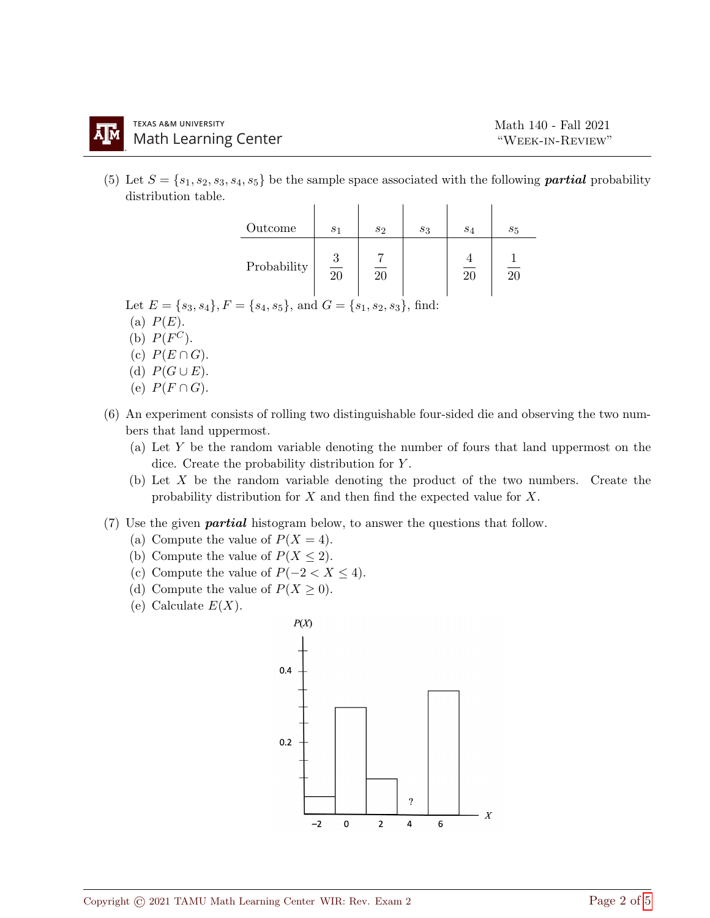(5) Let $S = \{s_1, s_2, s_3, s_4, s_5\}$ be the sample space associated with the following ***partial*** probability distribution table.

| Outcome | $s_1$ | $s_2$ | $s_3$ | $s_4$ | $s_5$ |
|---|---|---|---|---|---|
| Probability | $\frac{3}{20}$ | $\frac{7}{20}$ | | $\frac{4}{20}$ | $\frac{1}{20}$ |

Let $E = \{s_3, s_4\}$, $F = \{s_4, s_5\}$, and $G = \{s_1, s_2, s_3\}$, find:

(a) $P(E)$.

(b) $P(F^C)$.

(c) $P(E \cap G)$.

(d) $P(G \cup E)$.

(e) $P(F \cap G)$.

(6) An experiment consists of rolling two distinguishable four-sided die and observing the two numbers that land uppermost.

(a) Let $Y$ be the random variable denoting the number of fours that land uppermost on the dice. Create the probability distribution for $Y$.

(b) Let $X$ be the random variable denoting the product of the two numbers. Create the probability distribution for $X$ and then find the expected value for $X$.

(7) Use the given ***partial*** histogram below, to answer the questions that follow.

(a) Compute the value of $P(X = 4)$.

(b) Compute the value of $P(X \leq 2)$.

(c) Compute the value of $P(-2 < X \leq 4)$.

(d) Compute the value of $P(X \geq 0)$.

(e) Calculate $E(X)$.

P(X)

0.4

0.2

?

−2 0 2 4 6 X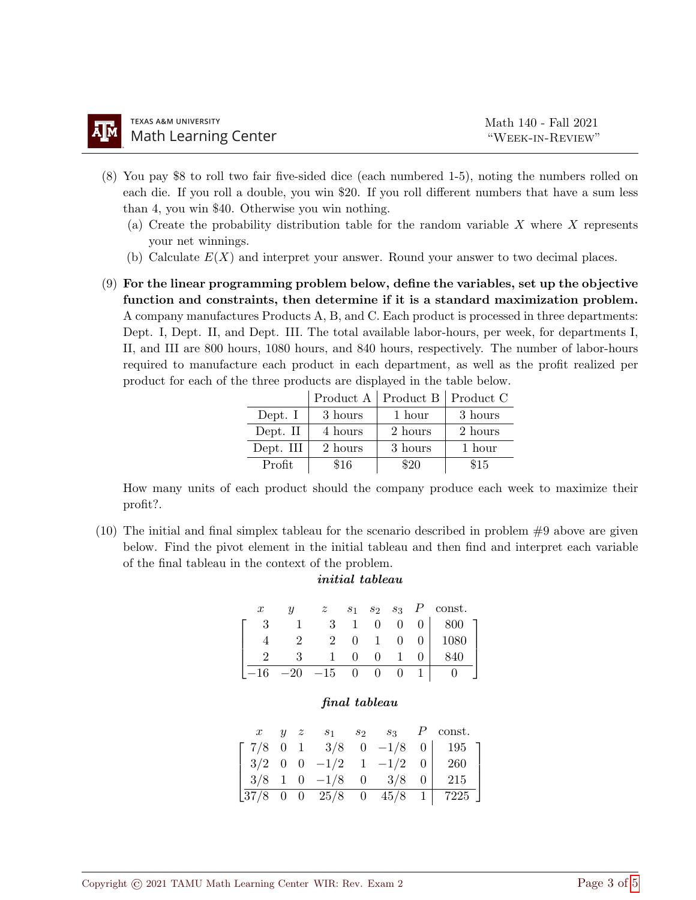(8) You pay \$8 to roll two fair five-sided dice (each numbered 1-5), noting the numbers rolled on each die. If you roll a double, you win \$20. If you roll different numbers that have a sum less than 4, you win \$40. Otherwise you win nothing.

  (a) Create the probability distribution table for the random variable $X$ where $X$ represents your net winnings.

  (b) Calculate $E(X)$ and interpret your answer. Round your answer to two decimal places.

(9) **For the linear programming problem below, define the variables, set up the objective function and constraints, then determine if it is a standard maximization problem.** A company manufactures Products A, B, and C. Each product is processed in three departments: Dept. I, Dept. II, and Dept. III. The total available labor-hours, per week, for departments I, II, and III are 800 hours, 1080 hours, and 840 hours, respectively. The number of labor-hours required to manufacture each product in each department, as well as the profit realized per product for each of the three products are displayed in the table below.

| | Product A | Product B | Product C |
|---|---|---|---|
| Dept. I | 3 hours | 1 hour | 3 hours |
| Dept. II | 4 hours | 2 hours | 2 hours |
| Dept. III | 2 hours | 3 hours | 1 hour |
| Profit | \$16 | \$20 | \$15 |

How many units of each product should the company produce each week to maximize their profit?.

(10) The initial and final simplex tableau for the scenario described in problem #9 above are given below. Find the pivot element in the initial tableau and then find and interpret each variable of the final tableau in the context of the problem.

***initial tableau***

$$
\begin{array}{ccccccc|c}
x & y & z & s_1 & s_2 & s_3 & P & \text{const.} \\
\hline
3 & 1 & 3 & 1 & 0 & 0 & 0 & 800 \\
4 & 2 & 2 & 0 & 1 & 0 & 0 & 1080 \\
2 & 3 & 1 & 0 & 0 & 1 & 0 & 840 \\
\hline
-16 & -20 & -15 & 0 & 0 & 0 & 1 & 0
\end{array}
$$

***final tableau***

$$
\begin{array}{ccccccc|c}
x & y & z & s_1 & s_2 & s_3 & P & \text{const.} \\
\hline
7/8 & 0 & 1 & 3/8 & 0 & -1/8 & 0 & 195 \\
3/2 & 0 & 0 & -1/2 & 1 & -1/2 & 0 & 260 \\
3/8 & 1 & 0 & -1/8 & 0 & 3/8 & 0 & 215 \\
\hline
37/8 & 0 & 0 & 25/8 & 0 & 45/8 & 1 & 7225
\end{array}
$$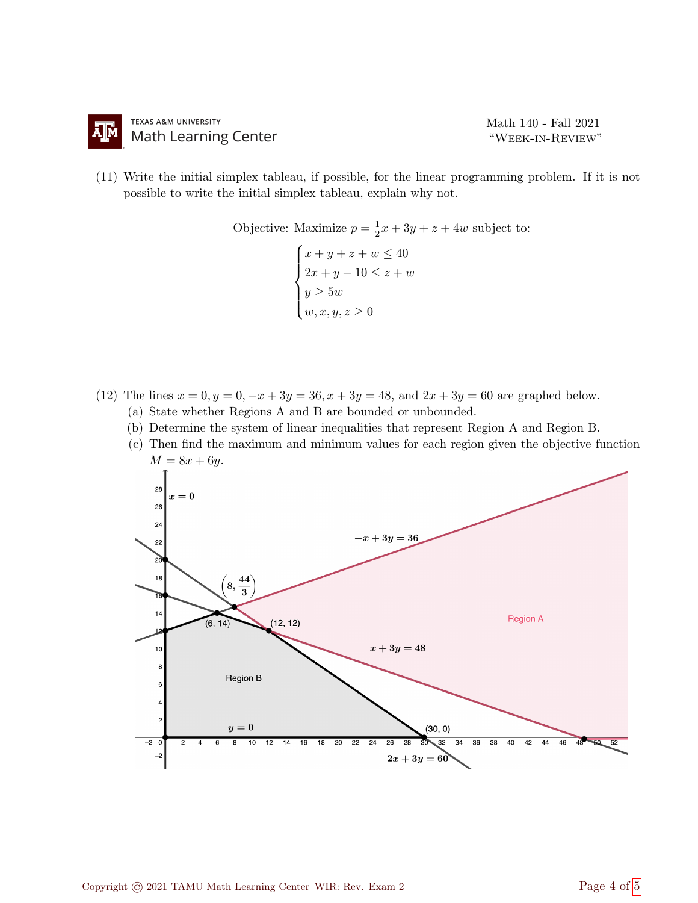(11) Write the initial simplex tableau, if possible, for the linear programming problem. If it is not possible to write the initial simplex tableau, explain why not.

Objective: Maximize $p = \frac{1}{2}x + 3y + z + 4w$ subject to:

$$\begin{cases} x + y + z + w \leq 40 \\ 2x + y - 10 \leq z + w \\ y \geq 5w \\ w, x, y, z \geq 0 \end{cases}$$

(12) The lines $x = 0, y = 0, -x + 3y = 36, x + 3y = 48$, and $2x + 3y = 60$ are graphed below.

(a) State whether Regions A and B are bounded or unbounded.

(b) Determine the system of linear inequalities that represent Region A and Region B.

(c) Then find the maximum and minimum values for each region given the objective function $M = 8x + 6y$.

$x = 0$

$-x + 3y = 36$

$\left(8, \frac{44}{3}\right)$

(6, 14)

(12, 12)

Region A

$x + 3y = 48$

Region B

$y = 0$

(30, 0)

$2x + 3y = 60$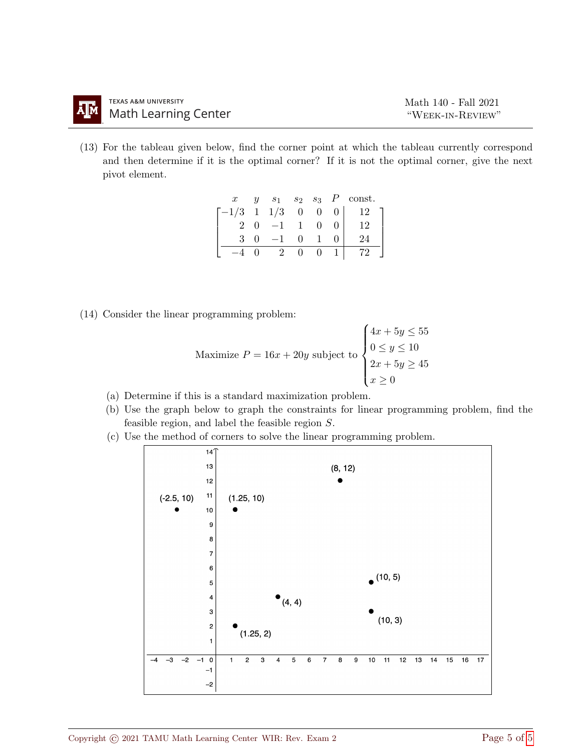(13) For the tableau given below, find the corner point at which the tableau currently correspond and then determine if it is the optimal corner? If it is not the optimal corner, give the next pivot element.

$$
\begin{array}{cccccc|c}
x & y & s_1 & s_2 & s_3 & P & \text{const.} \\
-1/3 & 1 & 1/3 & 0 & 0 & 0 & 12 \\
2 & 0 & -1 & 1 & 0 & 0 & 12 \\
3 & 0 & -1 & 0 & 1 & 0 & 24 \\
\hline
-4 & 0 & 2 & 0 & 0 & 1 & 72
\end{array}
$$

(14) Consider the linear programming problem:

$$
\text{Maximize } P = 16x + 20y \text{ subject to } \begin{cases} 4x + 5y \leq 55 \\ 0 \leq y \leq 10 \\ 2x + 5y \geq 45 \\ x \geq 0 \end{cases}
$$

(a) Determine if this is a standard maximization problem.

(b) Use the graph below to graph the constraints for linear programming problem, find the feasible region, and label the feasible region $S$.

(c) Use the method of corners to solve the linear programming problem.

(-2.5, 10)
(1.25, 10)
(8, 12)
(10, 5)
(4, 4)
(10, 3)
(1.25, 2)

x-axis: −4 −3 −2 −1 0 1 2 3 4 5 6 7 8 9 10 11 12 13 14 15 16 17
y-axis: −2 −1 1 2 3 4 5 6 7 8 9 10 11 12 13 14